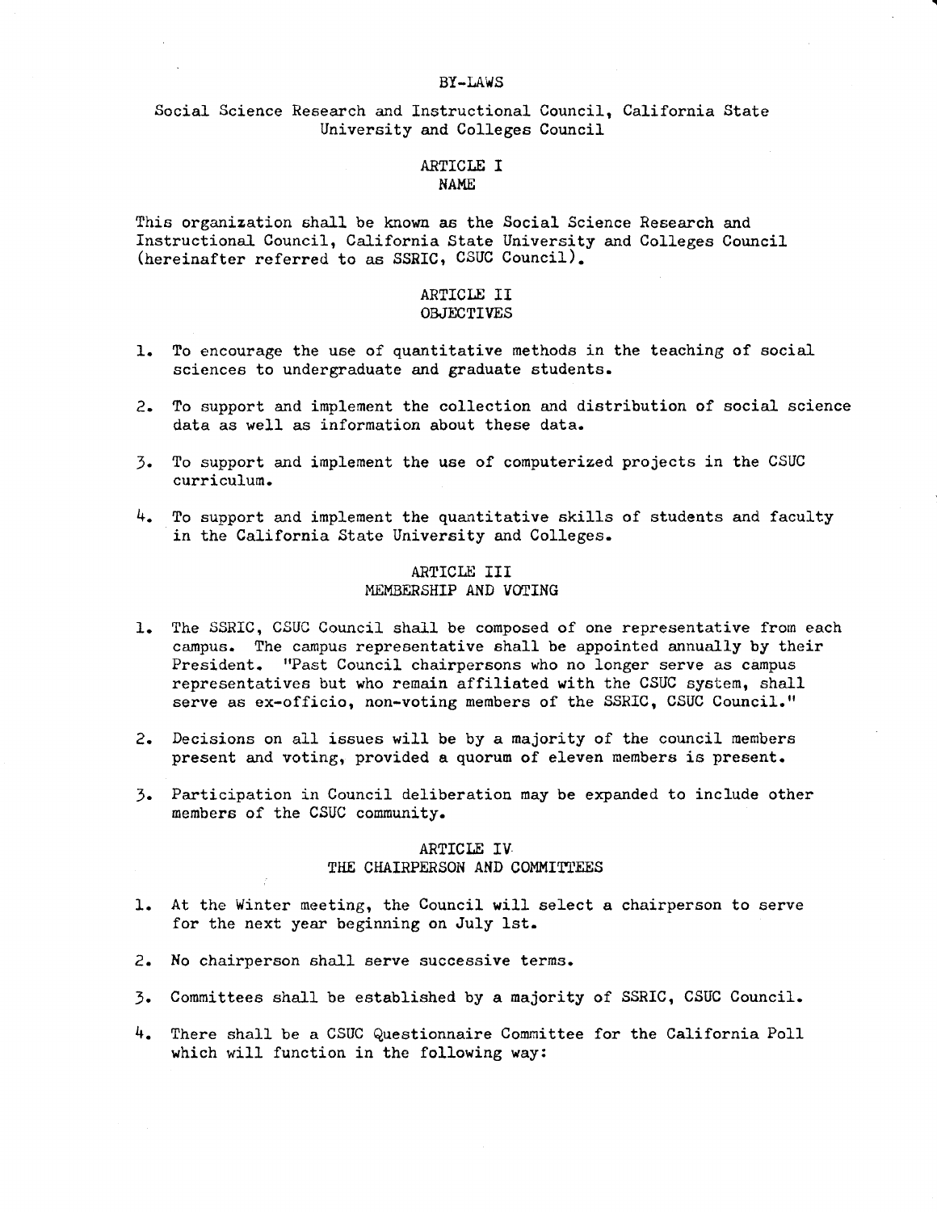# BY-LAWS

Social Science Research and Instructional Council, California State University and Colleges Council

## ARTICLE I
## NAME

This organization shall be known as the Social Science Research and Instructional Council, California State University and Colleges Council (hereinafter referred to as SSRIC, CSUC Council).

## ARTICLE II
## OBJECTIVES

1. To encourage the use of quantitative methods in the teaching of social sciences to undergraduate and graduate students.

2. To support and implement the collection and distribution of social science data as well as information about these data.

3. To support and implement the use of computerized projects in the CSUC curriculum.

4. To support and implement the quantitative skills of students and faculty in the California State University and Colleges.

## ARTICLE III
## MEMBERSHIP AND VOTING

1. The SSRIC, CSUC Council shall be composed of one representative from each campus. The campus representative shall be appointed annually by their President. "Past Council chairpersons who no longer serve as campus representatives but who remain affiliated with the CSUC system, shall serve as ex-officio, non-voting members of the SSRIC, CSUC Council."

2. Decisions on all issues will be by a majority of the council members present and voting, provided a quorum of eleven members is present.

3. Participation in Council deliberation may be expanded to include other members of the CSUC community.

## ARTICLE IV
## THE CHAIRPERSON AND COMMITTEES

1. At the Winter meeting, the Council will select a chairperson to serve for the next year beginning on July 1st.

2. No chairperson shall serve successive terms.

3. Committees shall be established by a majority of SSRIC, CSUC Council.

4. There shall be a CSUC Questionnaire Committee for the California Poll which will function in the following way: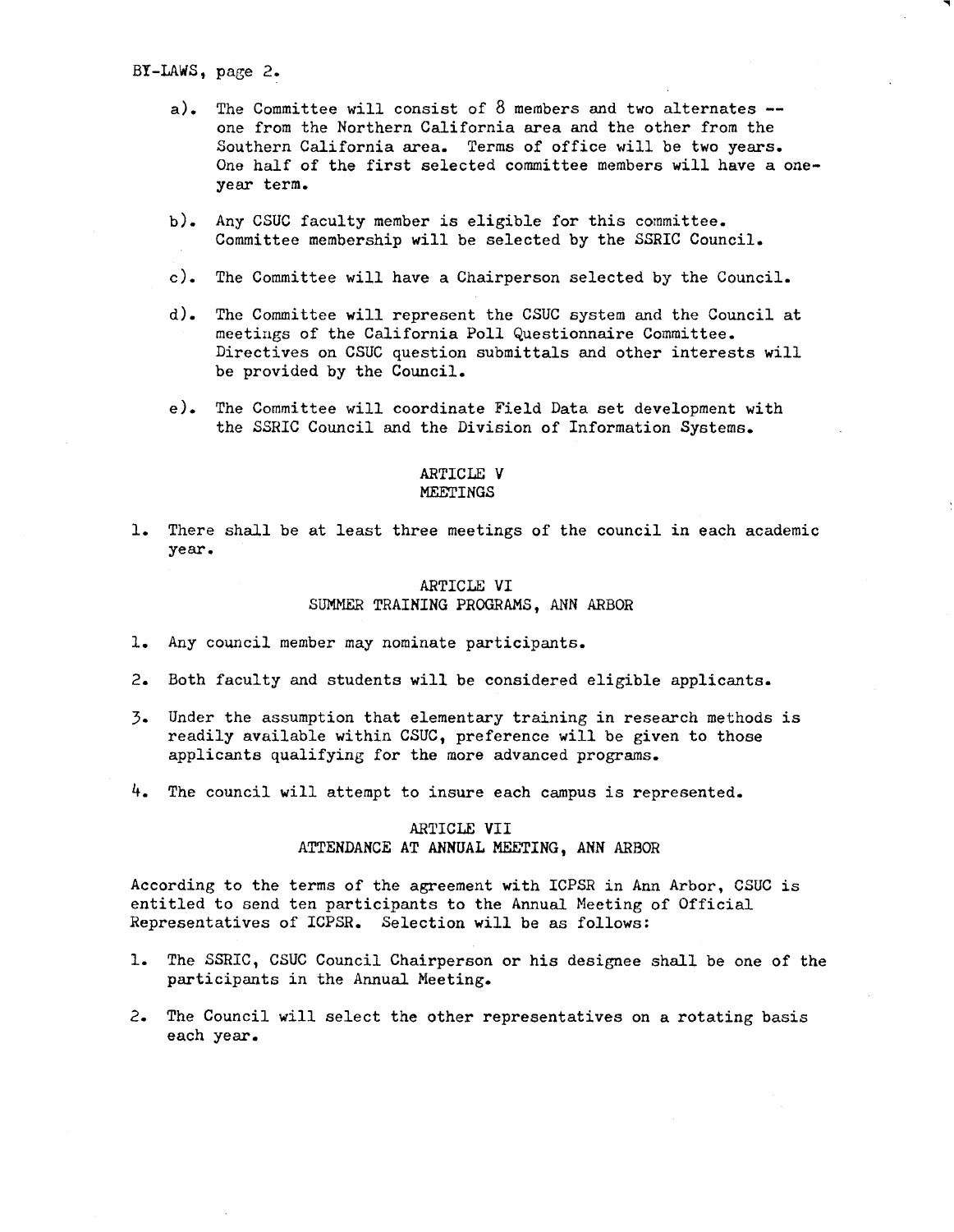a). The Committee will consist of 8 members and two alternates -- one from the Northern California area and the other from the Southern California area. Terms of office will be two years. One half of the first selected committee members will have a one-year term.

b). Any CSUC faculty member is eligible for this committee. Committee membership will be selected by the SSRIC Council.

c). The Committee will have a Chairperson selected by the Council.

d). The Committee will represent the CSUC system and the Council at meetings of the California Poll Questionnaire Committee. Directives on CSUC question submittals and other interests will be provided by the Council.

e). The Committee will coordinate Field Data set development with the SSRIC Council and the Division of Information Systems.

## ARTICLE V
## MEETINGS

1. There shall be at least three meetings of the council in each academic year.

## ARTICLE VI
## SUMMER TRAINING PROGRAMS, ANN ARBOR

1. Any council member may nominate participants.
2. Both faculty and students will be considered eligible applicants.
3. Under the assumption that elementary training in research methods is readily available within CSUC, preference will be given to those applicants qualifying for the more advanced programs.
4. The council will attempt to insure each campus is represented.

## ARTICLE VII
## ATTENDANCE AT ANNUAL MEETING, ANN ARBOR

According to the terms of the agreement with ICPSR in Ann Arbor, CSUC is entitled to send ten participants to the Annual Meeting of Official Representatives of ICPSR. Selection will be as follows:

1. The SSRIC, CSUC Council Chairperson or his designee shall be one of the participants in the Annual Meeting.
2. The Council will select the other representatives on a rotating basis each year.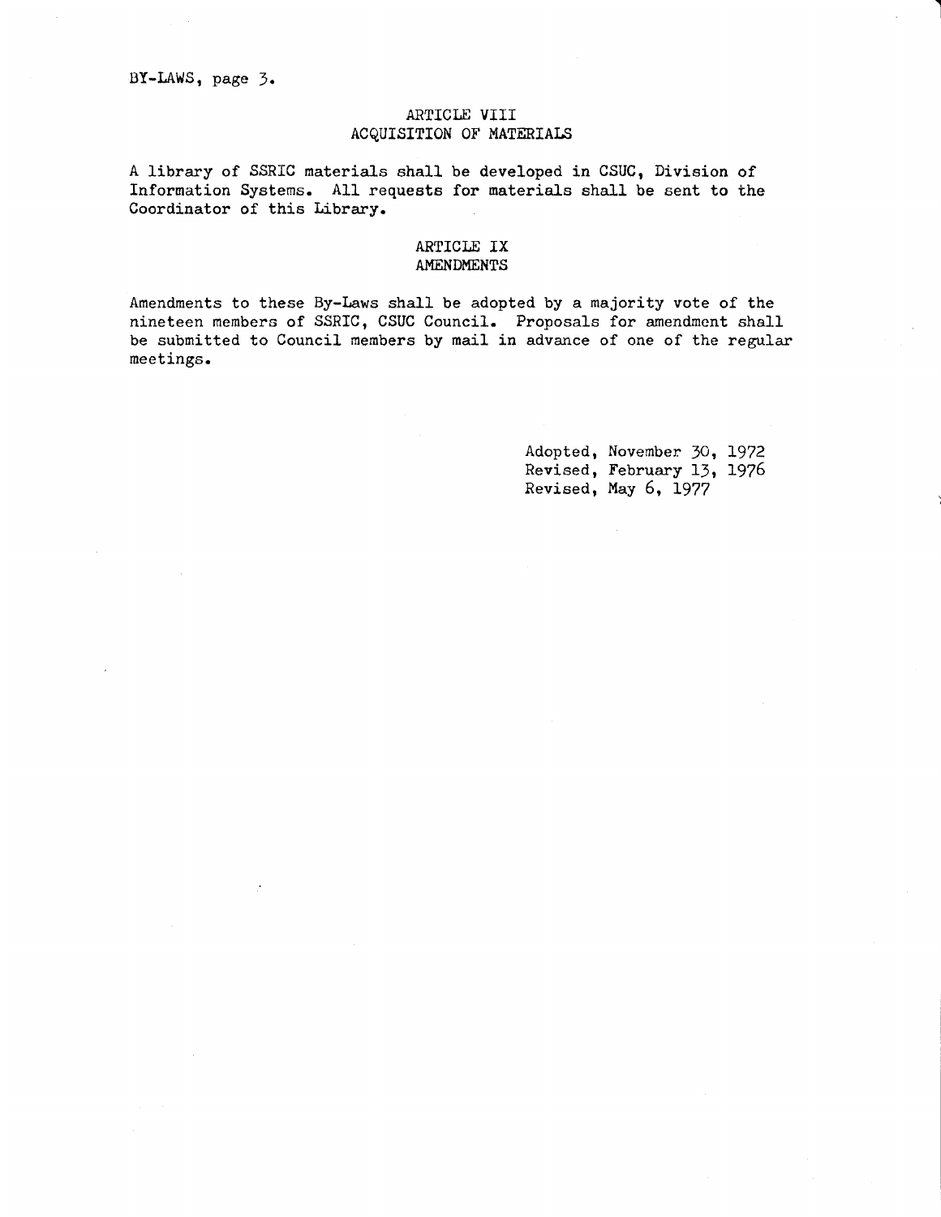## ARTICLE VIII
## ACQUISITION OF MATERIALS

A library of SSRIC materials shall be developed in CSUC, Division of Information Systems. All requests for materials shall be sent to the Coordinator of this Library.

## ARTICLE IX
## AMENDMENTS

Amendments to these By-Laws shall be adopted by a majority vote of the nineteen members of SSRIC, CSUC Council. Proposals for amendment shall be submitted to Council members by mail in advance of one of the regular meetings.

Adopted, November 30, 1972
Revised, February 13, 1976
Revised, May 6, 1977